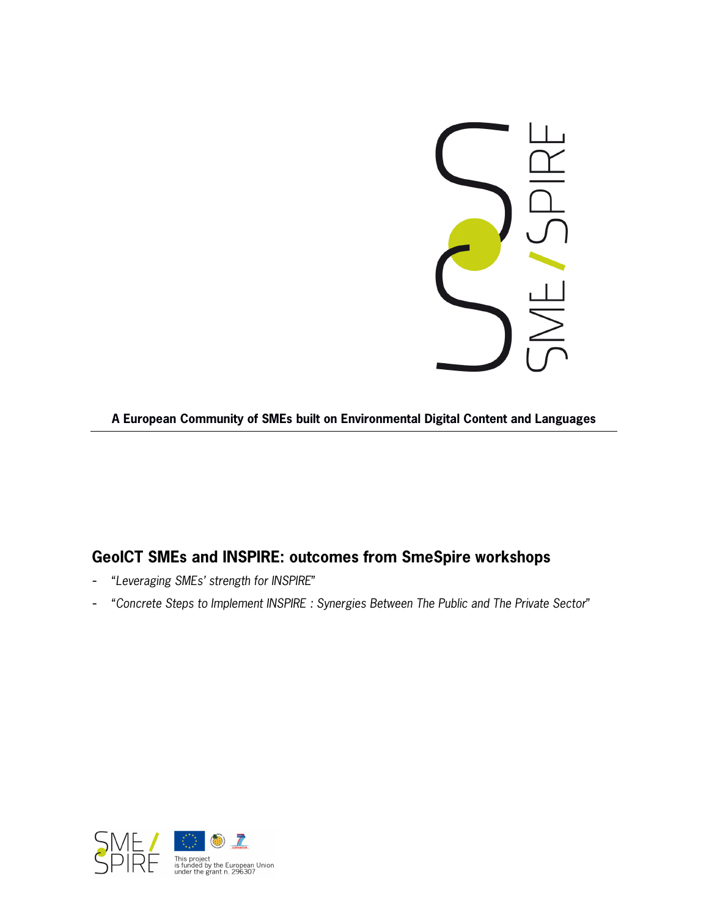**A European Community of SMEs built on Environmental Digital Content and Languages**

## GeoICT SMEs and INSPIRE: outcomes from SmeSpire workshops

- "*Leveraging SMEs' strength for INSPIRE*"
- "*Concrete Steps to Implement INSPIRE : Synergies Between The Public and The Private Sector*"

This project is funded by the European Union under the grant n. 296307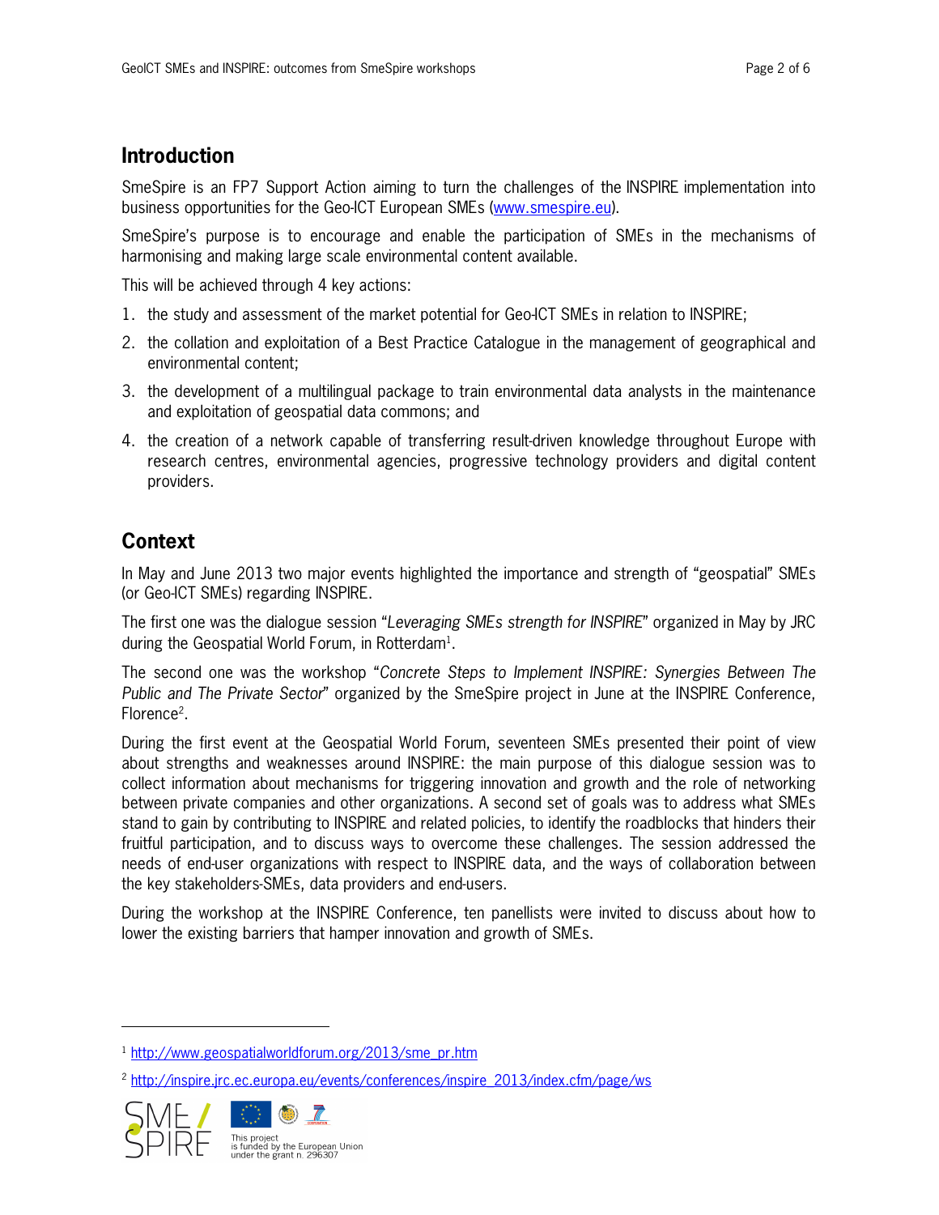## Introduction

SmeSpire is an FP7 Support Action aiming to turn the challenges of the INSPIRE implementation into business opportunities for the Geo-ICT European SMEs (www.smespire.eu).

SmeSpire's purpose is to encourage and enable the participation of SMEs in the mechanisms of harmonising and making large scale environmental content available.

This will be achieved through 4 key actions:

1. the study and assessment of the market potential for Geo-ICT SMEs in relation to INSPIRE;
2. the collation and exploitation of a Best Practice Catalogue in the management of geographical and environmental content;
3. the development of a multilingual package to train environmental data analysts in the maintenance and exploitation of geospatial data commons; and
4. the creation of a network capable of transferring result-driven knowledge throughout Europe with research centres, environmental agencies, progressive technology providers and digital content providers.

## Context

In May and June 2013 two major events highlighted the importance and strength of "geospatial" SMEs (or Geo-ICT SMEs) regarding INSPIRE.

The first one was the dialogue session "*Leveraging SMEs strength for INSPIRE*" organized in May by JRC during the Geospatial World Forum, in Rotterdam[1].

The second one was the workshop "*Concrete Steps to Implement INSPIRE: Synergies Between The Public and The Private Sector*" organized by the SmeSpire project in June at the INSPIRE Conference, Florence[2].

During the first event at the Geospatial World Forum, seventeen SMEs presented their point of view about strengths and weaknesses around INSPIRE: the main purpose of this dialogue session was to collect information about mechanisms for triggering innovation and growth and the role of networking between private companies and other organizations. A second set of goals was to address what SMEs stand to gain by contributing to INSPIRE and related policies, to identify the roadblocks that hinders their fruitful participation, and to discuss ways to overcome these challenges. The session addressed the needs of end-user organizations with respect to INSPIRE data, and the ways of collaboration between the key stakeholders-SMEs, data providers and end-users.

During the workshop at the INSPIRE Conference, ten panellists were invited to discuss about how to lower the existing barriers that hamper innovation and growth of SMEs.

---

[1] http://www.geospatialworldforum.org/2013/sme_pr.htm

[2] http://inspire.jrc.ec.europa.eu/events/conferences/inspire_2013/index.cfm/page/ws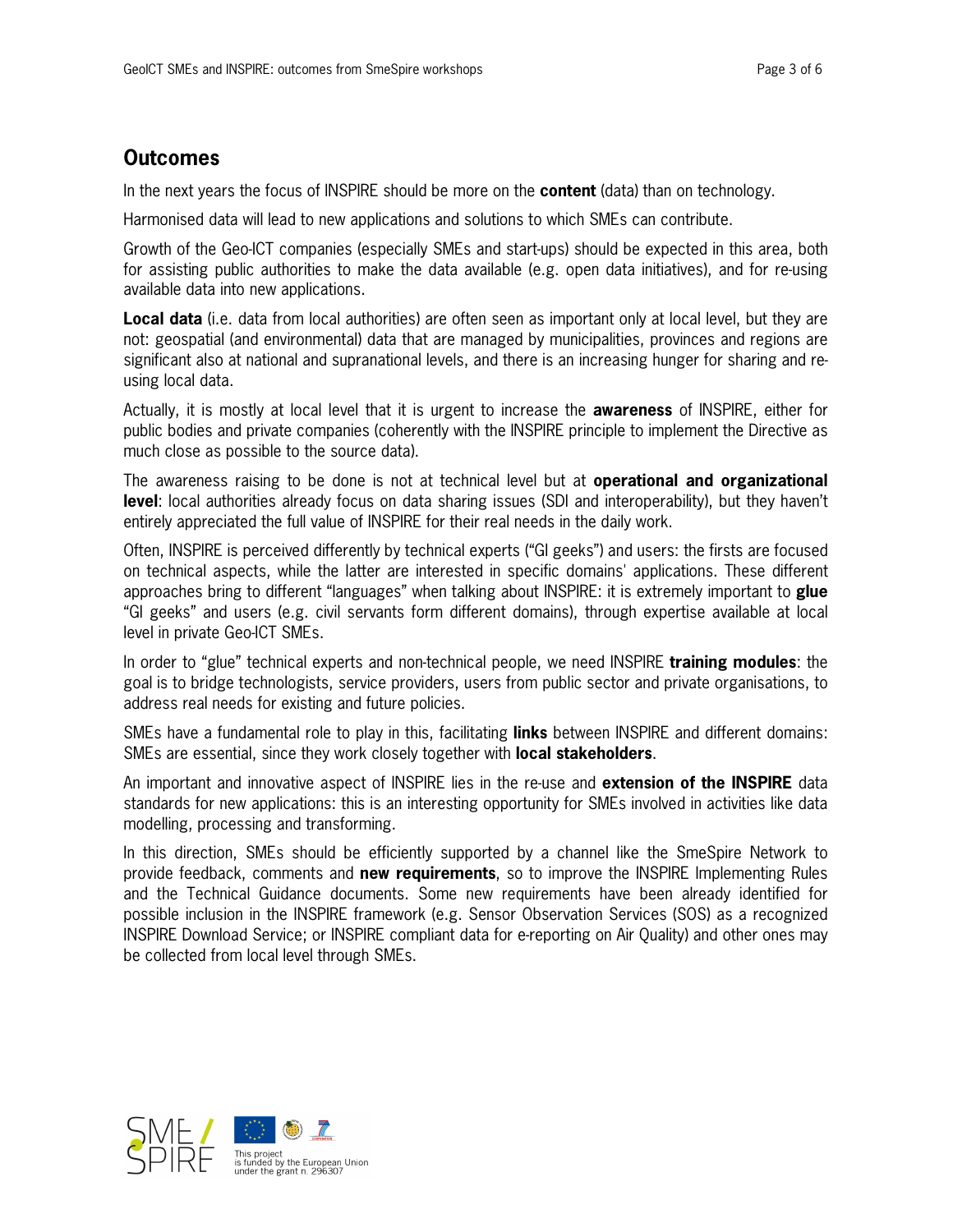## Outcomes

In the next years the focus of INSPIRE should be more on the **content** (data) than on technology.

Harmonised data will lead to new applications and solutions to which SMEs can contribute.

Growth of the Geo-ICT companies (especially SMEs and start-ups) should be expected in this area, both for assisting public authorities to make the data available (e.g. open data initiatives), and for re-using available data into new applications.

**Local data** (i.e. data from local authorities) are often seen as important only at local level, but they are not: geospatial (and environmental) data that are managed by municipalities, provinces and regions are significant also at national and supranational levels, and there is an increasing hunger for sharing and re-using local data.

Actually, it is mostly at local level that it is urgent to increase the **awareness** of INSPIRE, either for public bodies and private companies (coherently with the INSPIRE principle to implement the Directive as much close as possible to the source data).

The awareness raising to be done is not at technical level but at **operational and organizational level**: local authorities already focus on data sharing issues (SDI and interoperability), but they haven't entirely appreciated the full value of INSPIRE for their real needs in the daily work.

Often, INSPIRE is perceived differently by technical experts ("GI geeks") and users: the firsts are focused on technical aspects, while the latter are interested in specific domains' applications. These different approaches bring to different "languages" when talking about INSPIRE: it is extremely important to **glue** "GI geeks" and users (e.g. civil servants form different domains), through expertise available at local level in private Geo-ICT SMEs.

In order to "glue" technical experts and non-technical people, we need INSPIRE **training modules**: the goal is to bridge technologists, service providers, users from public sector and private organisations, to address real needs for existing and future policies.

SMEs have a fundamental role to play in this, facilitating **links** between INSPIRE and different domains: SMEs are essential, since they work closely together with **local stakeholders**.

An important and innovative aspect of INSPIRE lies in the re-use and **extension of the INSPIRE** data standards for new applications: this is an interesting opportunity for SMEs involved in activities like data modelling, processing and transforming.

In this direction, SMEs should be efficiently supported by a channel like the SmeSpire Network to provide feedback, comments and **new requirements**, so to improve the INSPIRE Implementing Rules and the Technical Guidance documents. Some new requirements have been already identified for possible inclusion in the INSPIRE framework (e.g. Sensor Observation Services (SOS) as a recognized INSPIRE Download Service; or INSPIRE compliant data for e-reporting on Air Quality) and other ones may be collected from local level through SMEs.

This project is funded by the European Union under the grant n. 296307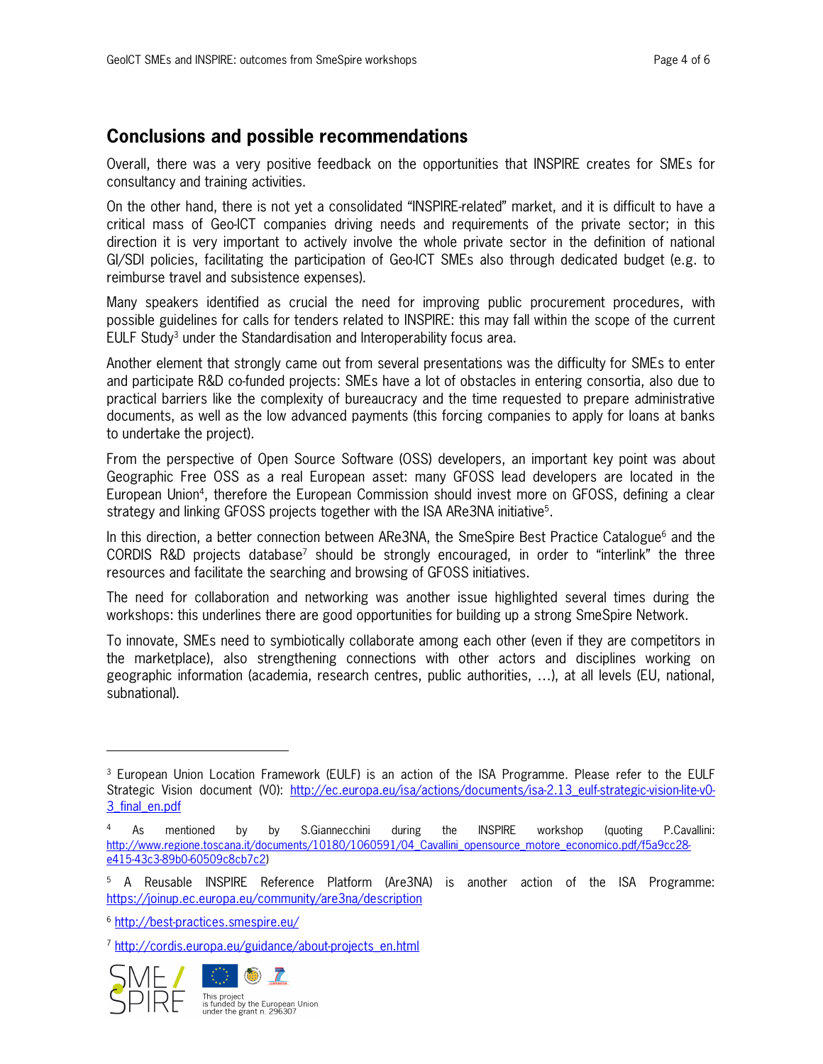## Conclusions and possible recommendations

Overall, there was a very positive feedback on the opportunities that INSPIRE creates for SMEs for consultancy and training activities.

On the other hand, there is not yet a consolidated "INSPIRE-related" market, and it is difficult to have a critical mass of Geo-ICT companies driving needs and requirements of the private sector; in this direction it is very important to actively involve the whole private sector in the definition of national GI/SDI policies, facilitating the participation of Geo-ICT SMEs also through dedicated budget (e.g. to reimburse travel and subsistence expenses).

Many speakers identified as crucial the need for improving public procurement procedures, with possible guidelines for calls for tenders related to INSPIRE: this may fall within the scope of the current EULF Study[3] under the Standardisation and Interoperability focus area.

Another element that strongly came out from several presentations was the difficulty for SMEs to enter and participate R&D co-funded projects: SMEs have a lot of obstacles in entering consortia, also due to practical barriers like the complexity of bureaucracy and the time requested to prepare administrative documents, as well as the low advanced payments (this forcing companies to apply for loans at banks to undertake the project).

From the perspective of Open Source Software (OSS) developers, an important key point was about Geographic Free OSS as a real European asset: many GFOSS lead developers are located in the European Union[4], therefore the European Commission should invest more on GFOSS, defining a clear strategy and linking GFOSS projects together with the ISA ARe3NA initiative[5].

In this direction, a better connection between ARe3NA, the SmeSpire Best Practice Catalogue[6] and the CORDIS R&D projects database[7] should be strongly encouraged, in order to "interlink" the three resources and facilitate the searching and browsing of GFOSS initiatives.

The need for collaboration and networking was another issue highlighted several times during the workshops: this underlines there are good opportunities for building up a strong SmeSpire Network.

To innovate, SMEs need to symbiotically collaborate among each other (even if they are competitors in the marketplace), also strengthening connections with other actors and disciplines working on geographic information (academia, research centres, public authorities, …), at all levels (EU, national, subnational).

---

[3] European Union Location Framework (EULF) is an action of the ISA Programme. Please refer to the EULF Strategic Vision document (V0): http://ec.europa.eu/isa/actions/documents/isa-2.13_eulf-strategic-vision-lite-v0-3_final_en.pdf

[4] As mentioned by by S.Giannecchini during the INSPIRE workshop (quoting P.Cavallini: http://www.regione.toscana.it/documents/10180/1060591/04_Cavallini_opensource_motore_economico.pdf/f5a9cc28-e415-43c3-89b0-60509c8cb7c2)

[5] A Reusable INSPIRE Reference Platform (Are3NA) is another action of the ISA Programme: https://joinup.ec.europa.eu/community/are3na/description

[6] http://best-practices.smespire.eu/

[7] http://cordis.europa.eu/guidance/about-projects_en.html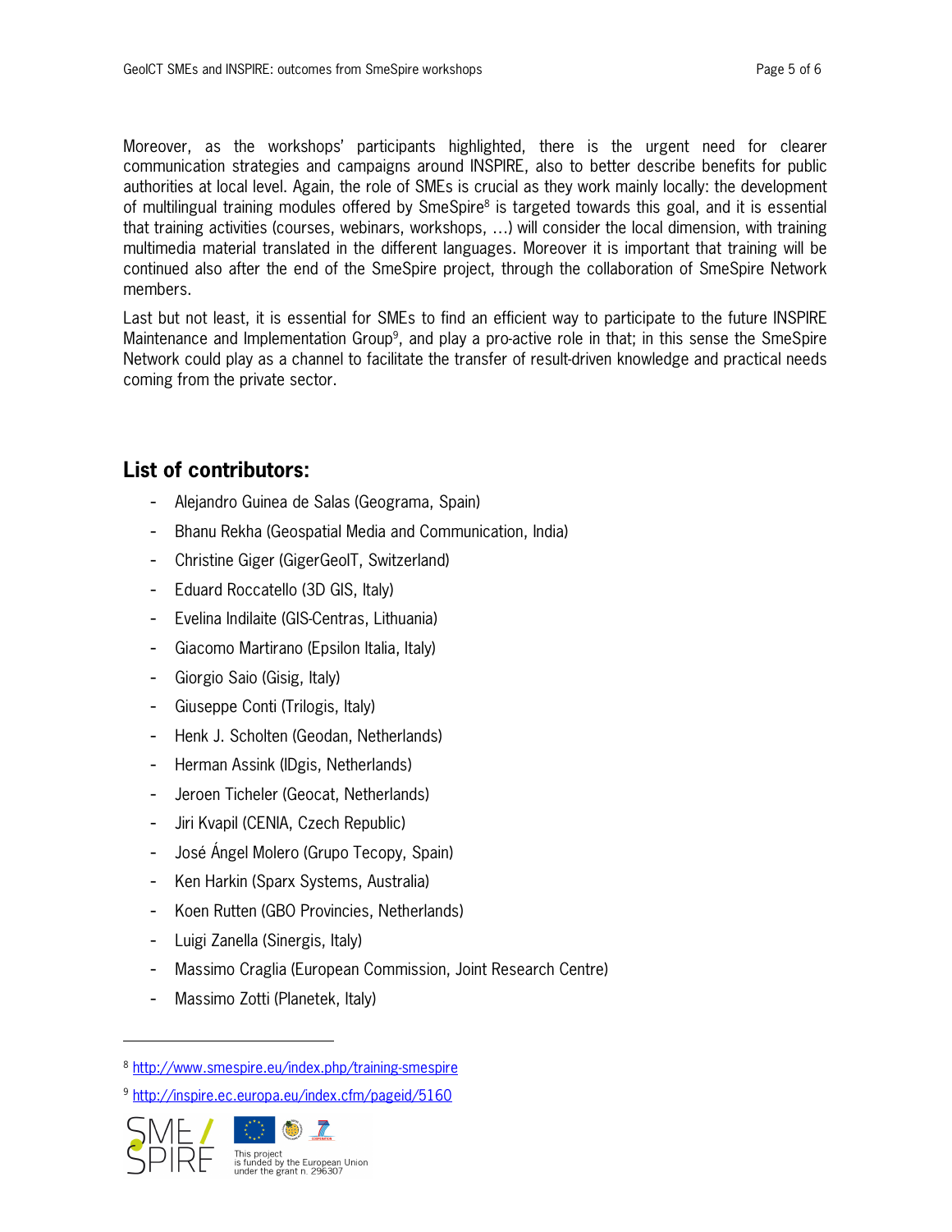Moreover, as the workshops' participants highlighted, there is the urgent need for clearer communication strategies and campaigns around INSPIRE, also to better describe benefits for public authorities at local level. Again, the role of SMEs is crucial as they work mainly locally: the development of multilingual training modules offered by SmeSpire[8] is targeted towards this goal, and it is essential that training activities (courses, webinars, workshops, …) will consider the local dimension, with training multimedia material translated in the different languages. Moreover it is important that training will be continued also after the end of the SmeSpire project, through the collaboration of SmeSpire Network members.

Last but not least, it is essential for SMEs to find an efficient way to participate to the future INSPIRE Maintenance and Implementation Group[9], and play a pro-active role in that; in this sense the SmeSpire Network could play as a channel to facilitate the transfer of result-driven knowledge and practical needs coming from the private sector.

## List of contributors:

- Alejandro Guinea de Salas (Geograma, Spain)
- Bhanu Rekha (Geospatial Media and Communication, India)
- Christine Giger (GigerGeoIT, Switzerland)
- Eduard Roccatello (3D GIS, Italy)
- Evelina Indilaite (GIS-Centras, Lithuania)
- Giacomo Martirano (Epsilon Italia, Italy)
- Giorgio Saio (Gisig, Italy)
- Giuseppe Conti (Trilogis, Italy)
- Henk J. Scholten (Geodan, Netherlands)
- Herman Assink (IDgis, Netherlands)
- Jeroen Ticheler (Geocat, Netherlands)
- Jiri Kvapil (CENIA, Czech Republic)
- José Ángel Molero (Grupo Tecopy, Spain)
- Ken Harkin (Sparx Systems, Australia)
- Koen Rutten (GBO Provincies, Netherlands)
- Luigi Zanella (Sinergis, Italy)
- Massimo Craglia (European Commission, Joint Research Centre)
- Massimo Zotti (Planetek, Italy)

[8] http://www.smespire.eu/index.php/training-smespire

[9] http://inspire.ec.europa.eu/index.cfm/pageid/5160

This project is funded by the European Union under the grant n. 296307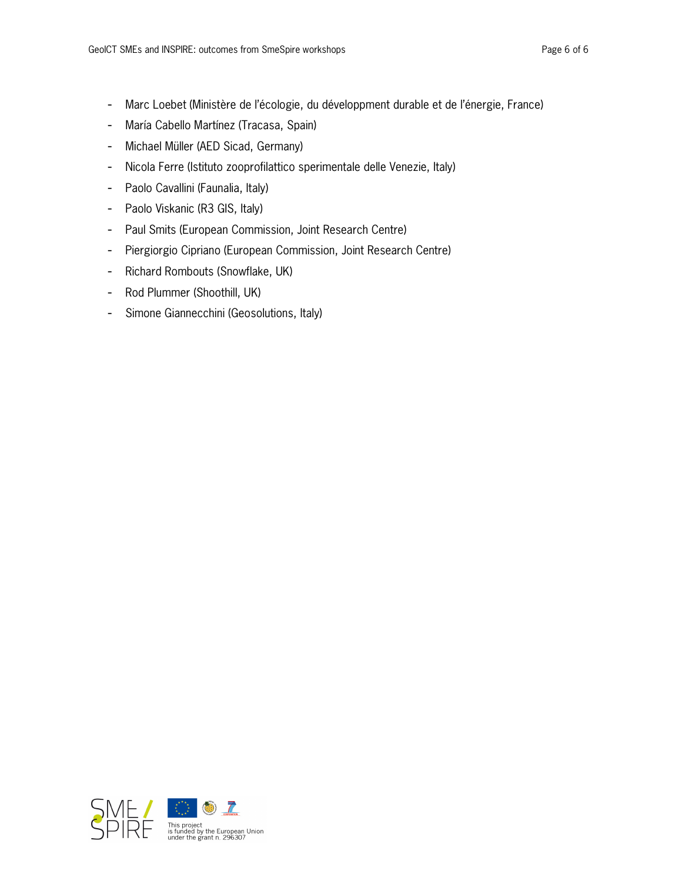- Marc Loebet (Ministère de l'écologie, du développment durable et de l'énergie, France)
- María Cabello Martínez (Tracasa, Spain)
- Michael Müller (AED Sicad, Germany)
- Nicola Ferre (Istituto zooprofilattico sperimentale delle Venezie, Italy)
- Paolo Cavallini (Faunalia, Italy)
- Paolo Viskanic (R3 GIS, Italy)
- Paul Smits (European Commission, Joint Research Centre)
- Piergiorgio Cipriano (European Commission, Joint Research Centre)
- Richard Rombouts (Snowflake, UK)
- Rod Plummer (Shoothill, UK)
- Simone Giannecchini (Geosolutions, Italy)